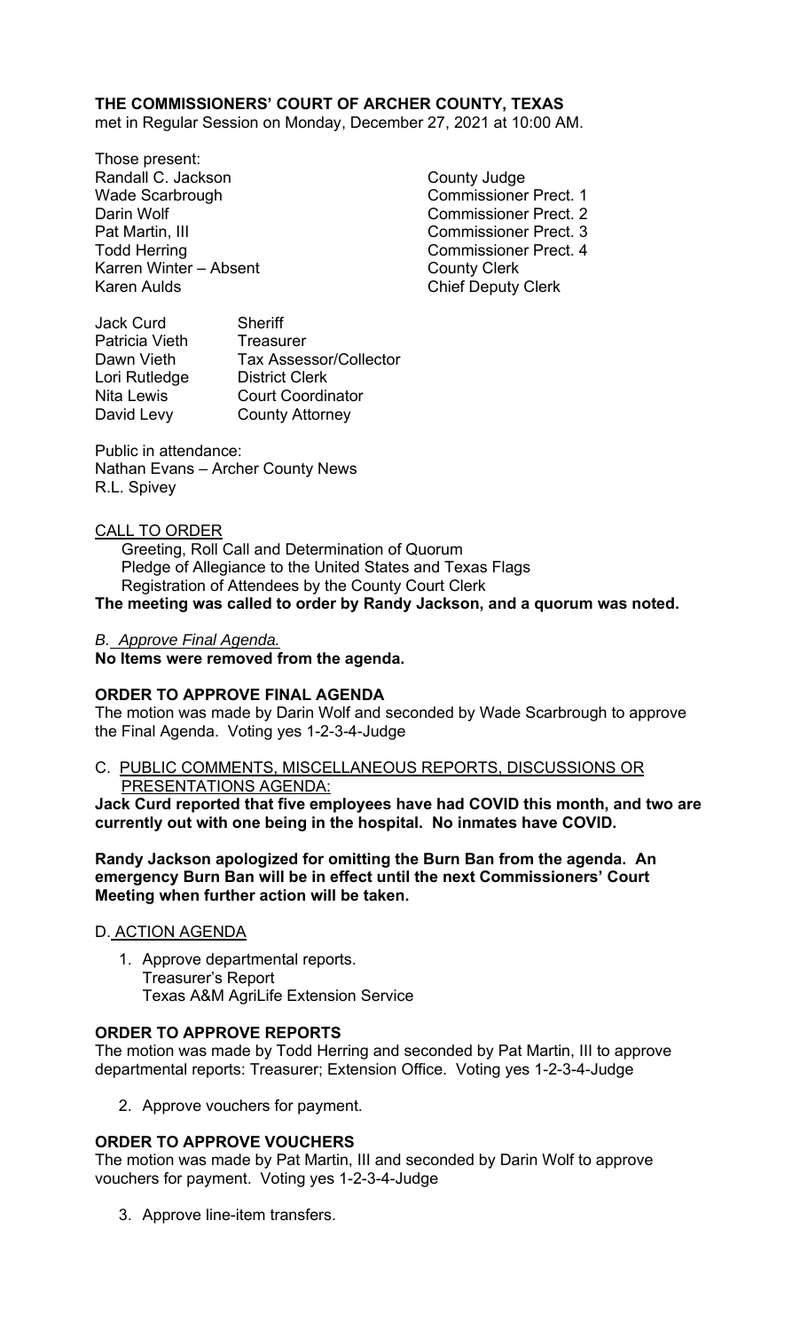**THE COMMISSIONERS' COURT OF ARCHER COUNTY, TEXAS**
met in Regular Session on Monday, December 27, 2021 at 10:00 AM.

Those present:

| | |
|---|---|
| Randall C. Jackson | County Judge |
| Wade Scarbrough | Commissioner Prect. 1 |
| Darin Wolf | Commissioner Prect. 2 |
| Pat Martin, III | Commissioner Prect. 3 |
| Todd Herring | Commissioner Prect. 4 |
| Karren Winter – Absent | County Clerk |
| Karen Aulds | Chief Deputy Clerk |

| | |
|---|---|
| Jack Curd | Sheriff |
| Patricia Vieth | Treasurer |
| Dawn Vieth | Tax Assessor/Collector |
| Lori Rutledge | District Clerk |
| Nita Lewis | Court Coordinator |
| David Levy | County Attorney |

Public in attendance:
Nathan Evans – Archer County News
R.L. Spivey

CALL TO ORDER

Greeting, Roll Call and Determination of Quorum
Pledge of Allegiance to the United States and Texas Flags
Registration of Attendees by the County Court Clerk

**The meeting was called to order by Randy Jackson, and a quorum was noted.**

*B. Approve Final Agenda.*

**No Items were removed from the agenda.**

**ORDER TO APPROVE FINAL AGENDA**

The motion was made by Darin Wolf and seconded by Wade Scarbrough to approve the Final Agenda. Voting yes 1-2-3-4-Judge

C. PUBLIC COMMENTS, MISCELLANEOUS REPORTS, DISCUSSIONS OR PRESENTATIONS AGENDA:

**Jack Curd reported that five employees have had COVID this month, and two are currently out with one being in the hospital. No inmates have COVID.**

**Randy Jackson apologized for omitting the Burn Ban from the agenda. An emergency Burn Ban will be in effect until the next Commissioners' Court Meeting when further action will be taken.**

D. ACTION AGENDA

1. Approve departmental reports.
   Treasurer's Report
   Texas A&M AgriLife Extension Service

**ORDER TO APPROVE REPORTS**

The motion was made by Todd Herring and seconded by Pat Martin, III to approve departmental reports: Treasurer; Extension Office. Voting yes 1-2-3-4-Judge

2. Approve vouchers for payment.

**ORDER TO APPROVE VOUCHERS**

The motion was made by Pat Martin, III and seconded by Darin Wolf to approve vouchers for payment. Voting yes 1-2-3-4-Judge

3. Approve line-item transfers.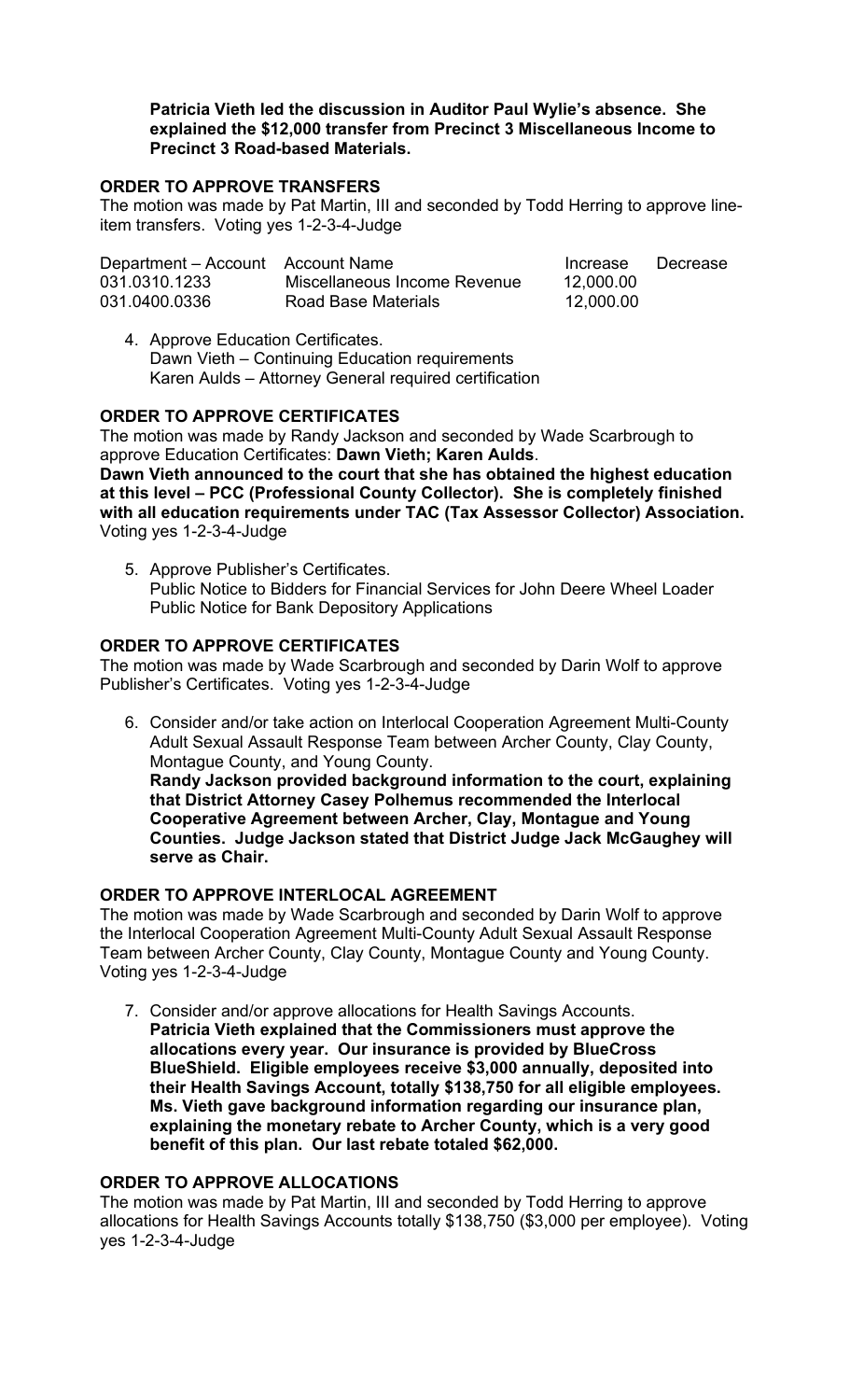**Patricia Vieth led the discussion in Auditor Paul Wylie's absence. She explained the $12,000 transfer from Precinct 3 Miscellaneous Income to Precinct 3 Road-based Materials.**

**ORDER TO APPROVE TRANSFERS**

The motion was made by Pat Martin, III and seconded by Todd Herring to approve line-item transfers. Voting yes 1-2-3-4-Judge

| Department – Account | Account Name | Increase | Decrease |
|---|---|---|---|
| 031.0310.1233 | Miscellaneous Income Revenue | 12,000.00 | |
| 031.0400.0336 | Road Base Materials | 12,000.00 | |

4. Approve Education Certificates.
   Dawn Vieth – Continuing Education requirements
   Karen Aulds – Attorney General required certification

**ORDER TO APPROVE CERTIFICATES**

The motion was made by Randy Jackson and seconded by Wade Scarbrough to approve Education Certificates: **Dawn Vieth; Karen Aulds**.
**Dawn Vieth announced to the court that she has obtained the highest education at this level – PCC (Professional County Collector). She is completely finished with all education requirements under TAC (Tax Assessor Collector) Association.**
Voting yes 1-2-3-4-Judge

5. Approve Publisher's Certificates.
   Public Notice to Bidders for Financial Services for John Deere Wheel Loader
   Public Notice for Bank Depository Applications

**ORDER TO APPROVE CERTIFICATES**

The motion was made by Wade Scarbrough and seconded by Darin Wolf to approve Publisher's Certificates. Voting yes 1-2-3-4-Judge

6. Consider and/or take action on Interlocal Cooperation Agreement Multi-County Adult Sexual Assault Response Team between Archer County, Clay County, Montague County, and Young County.
   **Randy Jackson provided background information to the court, explaining that District Attorney Casey Polhemus recommended the Interlocal Cooperative Agreement between Archer, Clay, Montague and Young Counties. Judge Jackson stated that District Judge Jack McGaughey will serve as Chair.**

**ORDER TO APPROVE INTERLOCAL AGREEMENT**

The motion was made by Wade Scarbrough and seconded by Darin Wolf to approve the Interlocal Cooperation Agreement Multi-County Adult Sexual Assault Response Team between Archer County, Clay County, Montague County and Young County. Voting yes 1-2-3-4-Judge

7. Consider and/or approve allocations for Health Savings Accounts.
   **Patricia Vieth explained that the Commissioners must approve the allocations every year. Our insurance is provided by BlueCross BlueShield. Eligible employees receive $3,000 annually, deposited into their Health Savings Account, totally $138,750 for all eligible employees. Ms. Vieth gave background information regarding our insurance plan, explaining the monetary rebate to Archer County, which is a very good benefit of this plan. Our last rebate totaled $62,000.**

**ORDER TO APPROVE ALLOCATIONS**

The motion was made by Pat Martin, III and seconded by Todd Herring to approve allocations for Health Savings Accounts totally $138,750 ($3,000 per employee). Voting yes 1-2-3-4-Judge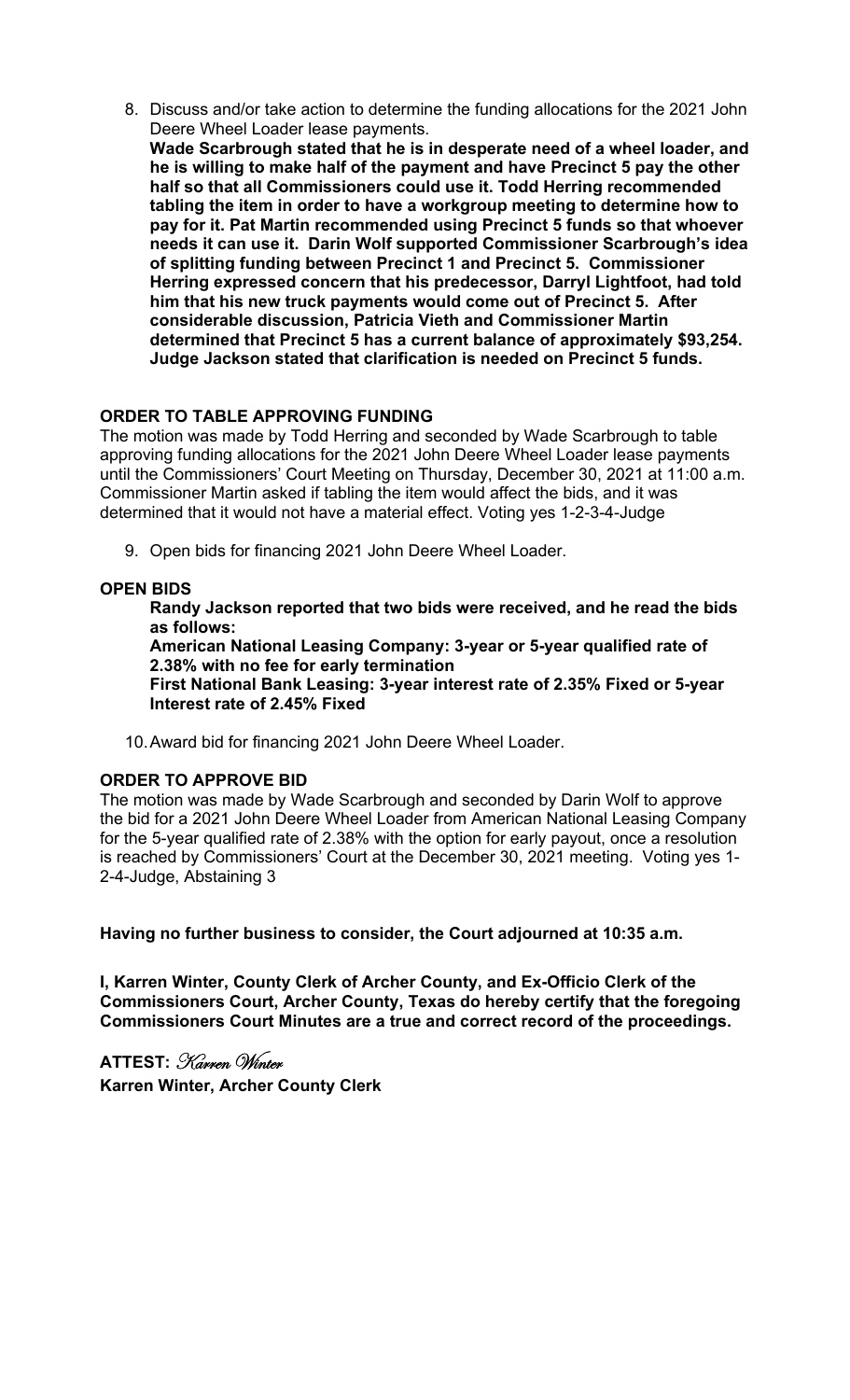8. Discuss and/or take action to determine the funding allocations for the 2021 John Deere Wheel Loader lease payments.
   **Wade Scarbrough stated that he is in desperate need of a wheel loader, and he is willing to make half of the payment and have Precinct 5 pay the other half so that all Commissioners could use it. Todd Herring recommended tabling the item in order to have a workgroup meeting to determine how to pay for it. Pat Martin recommended using Precinct 5 funds so that whoever needs it can use it. Darin Wolf supported Commissioner Scarbrough's idea of splitting funding between Precinct 1 and Precinct 5. Commissioner Herring expressed concern that his predecessor, Darryl Lightfoot, had told him that his new truck payments would come out of Precinct 5. After considerable discussion, Patricia Vieth and Commissioner Martin determined that Precinct 5 has a current balance of approximately $93,254. Judge Jackson stated that clarification is needed on Precinct 5 funds.**

**ORDER TO TABLE APPROVING FUNDING**

The motion was made by Todd Herring and seconded by Wade Scarbrough to table approving funding allocations for the 2021 John Deere Wheel Loader lease payments until the Commissioners' Court Meeting on Thursday, December 30, 2021 at 11:00 a.m. Commissioner Martin asked if tabling the item would affect the bids, and it was determined that it would not have a material effect. Voting yes 1-2-3-4-Judge

9. Open bids for financing 2021 John Deere Wheel Loader.

**OPEN BIDS**

**Randy Jackson reported that two bids were received, and he read the bids as follows:**
**American National Leasing Company: 3-year or 5-year qualified rate of 2.38% with no fee for early termination**
**First National Bank Leasing: 3-year interest rate of 2.35% Fixed or 5-year Interest rate of 2.45% Fixed**

10. Award bid for financing 2021 John Deere Wheel Loader.

**ORDER TO APPROVE BID**

The motion was made by Wade Scarbrough and seconded by Darin Wolf to approve the bid for a 2021 John Deere Wheel Loader from American National Leasing Company for the 5-year qualified rate of 2.38% with the option for early payout, once a resolution is reached by Commissioners' Court at the December 30, 2021 meeting. Voting yes 1-2-4-Judge, Abstaining 3

**Having no further business to consider, the Court adjourned at 10:35 a.m.**

**I, Karren Winter, County Clerk of Archer County, and Ex-Officio Clerk of the Commissioners Court, Archer County, Texas do hereby certify that the foregoing Commissioners Court Minutes are a true and correct record of the proceedings.**

**ATTEST:** *Karren Winter*
**Karren Winter, Archer County Clerk**